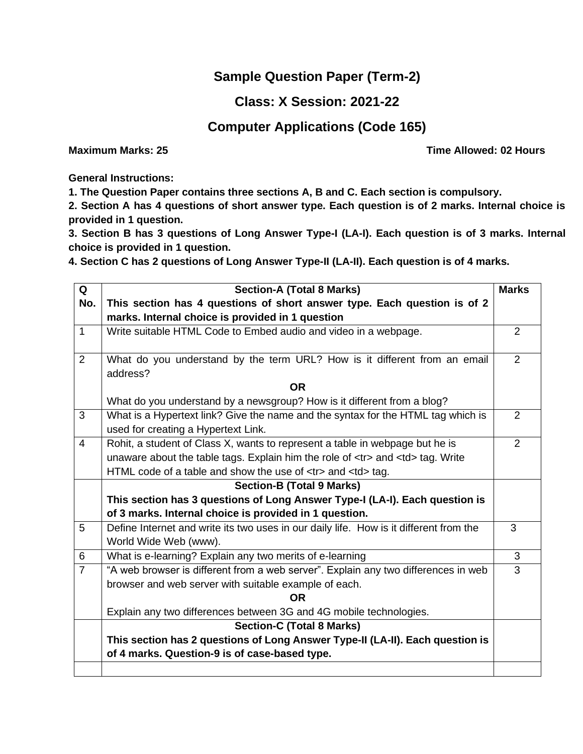# Sample Question Paper (Term-2)

## Class: X Session: 2021-22

## Computer Applications (Code 165)

**Maximum Marks: 25** | **Time Allowed: 02 Hours**

**General Instructions:**

**1. The Question Paper contains three sections A, B and C. Each section is compulsory.**

**2. Section A has 4 questions of short answer type. Each question is of 2 marks. Internal choice is provided in 1 question.**

**3. Section B has 3 questions of Long Answer Type-I (LA-I). Each question is of 3 marks. Internal choice is provided in 1 question.**

**4. Section C has 2 questions of Long Answer Type-II (LA-II). Each question is of 4 marks.**

| Q No. | **Section-A (Total 8 Marks)** **This section has 4 questions of short answer type. Each question is of 2 marks. Internal choice is provided in 1 question** | Marks |
|---|---|---|
| 1 | Write suitable HTML Code to Embed audio and video in a webpage. | 2 |
| 2 | What do you understand by the term URL? How is it different from an email address? **OR** What do you understand by a newsgroup? How is it different from a blog? | 2 |
| 3 | What is a Hypertext link? Give the name and the syntax for the HTML tag which is used for creating a Hypertext Link. | 2 |
| 4 | Rohit, a student of Class X, wants to represent a table in webpage but he is unaware about the table tags. Explain him the role of <tr> and <td> tag. Write HTML code of a table and show the use of <tr> and <td> tag. | 2 |
| | **Section-B (Total 9 Marks)** **This section has 3 questions of Long Answer Type-I (LA-I). Each question is of 3 marks. Internal choice is provided in 1 question.** | |
| 5 | Define Internet and write its two uses in our daily life. How is it different from the World Wide Web (www). | 3 |
| 6 | What is e-learning? Explain any two merits of e-learning | 3 |
| 7 | "A web browser is different from a web server". Explain any two differences in web browser and web server with suitable example of each. **OR** Explain any two differences between 3G and 4G mobile technologies. | 3 |
| | **Section-C (Total 8 Marks)** **This section has 2 questions of Long Answer Type-II (LA-II). Each question is of 4 marks. Question-9 is of case-based type.** | |
| | | |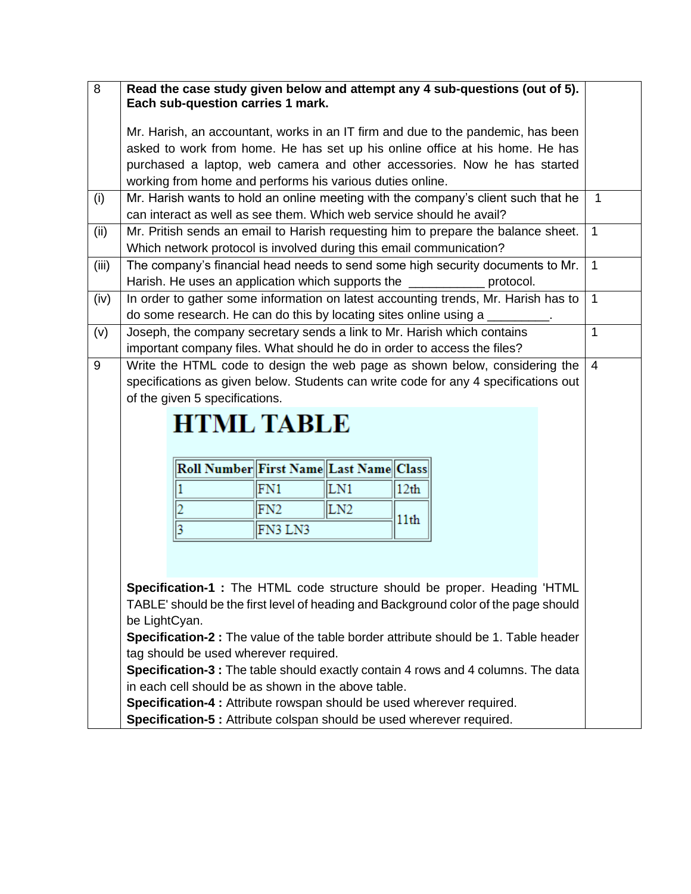| | | |
|---|---|---|
| 8 | **Read the case study given below and attempt any 4 sub-questions (out of 5). Each sub-question carries 1 mark.**<br><br>Mr. Harish, an accountant, works in an IT firm and due to the pandemic, has been asked to work from home. He has set up his online office at his home. He has purchased a laptop, web camera and other accessories. Now he has started working from home and performs his various duties online. | |
| (i) | Mr. Harish wants to hold an online meeting with the company's client such that he can interact as well as see them. Which web service should he avail? | 1 |
| (ii) | Mr. Pritish sends an email to Harish requesting him to prepare the balance sheet. Which network protocol is involved during this email communication? | 1 |
| (iii) | The company's financial head needs to send some high security documents to Mr. Harish. He uses an application which supports the ___________ protocol. | 1 |
| (iv) | In order to gather some information on latest accounting trends, Mr. Harish has to do some research. He can do this by locating sites online using a _________. | 1 |
| (v) | Joseph, the company secretary sends a link to Mr. Harish which contains important company files. What should he do in order to access the files? | 1 |
| 9 | Write the HTML code to design the web page as shown below, considering the specifications as given below. Students can write code for any 4 specifications out of the given 5 specifications. | 4 |

# HTML TABLE

| Roll Number | First Name | Last Name | Class |
|---|---|---|---|
| 1 | FN1 | LN1 | 12th |
| 2 | FN2 | LN2 | 11th |
| 3 | FN3 LN3 | | |

**Specification-1 :** The HTML code structure should be proper. Heading 'HTML TABLE' should be the first level of heading and Background color of the page should be LightCyan.

**Specification-2 :** The value of the table border attribute should be 1. Table header tag should be used wherever required.

**Specification-3 :** The table should exactly contain 4 rows and 4 columns. The data in each cell should be as shown in the above table.

**Specification-4 :** Attribute rowspan should be used wherever required.

**Specification-5 :** Attribute colspan should be used wherever required.